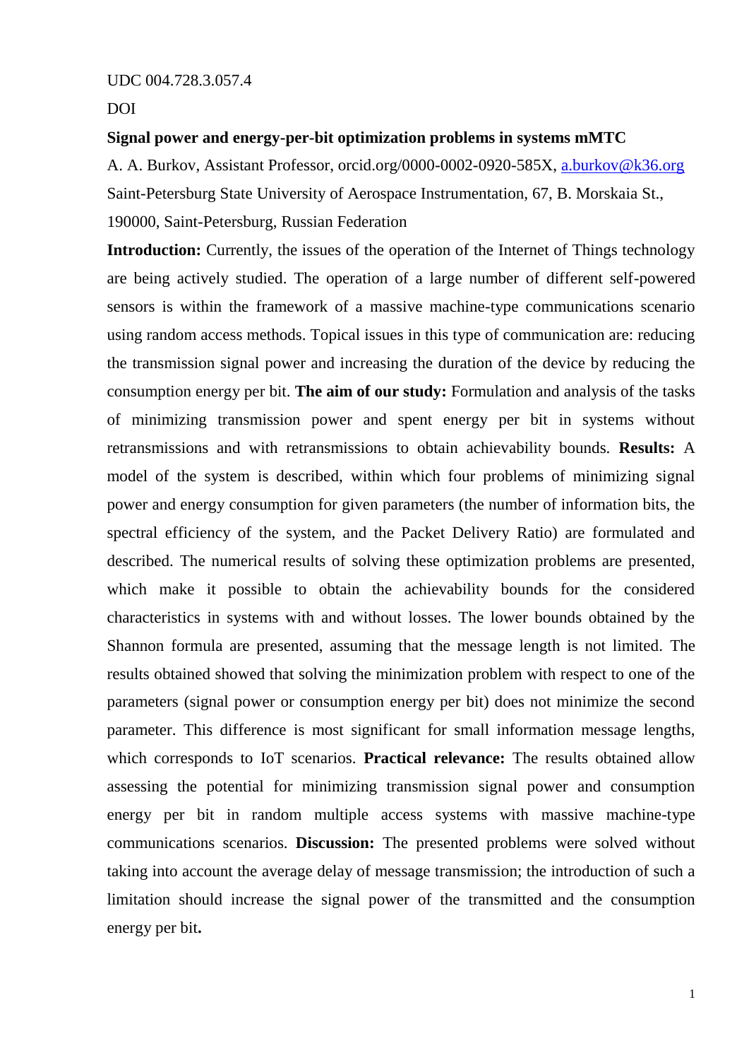UDC 004.728.3.057.4

DOI

**Signal power and energy-per-bit optimization problems in systems mMTC**

A. A. Burkov, Assistant Professor, orcid.org/0000-0002-0920-585X, a.burkov@k36.org

Saint-Petersburg State University of Aerospace Instrumentation, 67, B. Morskaia St., 190000, Saint-Petersburg, Russian Federation

**Introduction:** Currently, the issues of the operation of the Internet of Things technology are being actively studied. The operation of a large number of different self-powered sensors is within the framework of a massive machine-type communications scenario using random access methods. Topical issues in this type of communication are: reducing the transmission signal power and increasing the duration of the device by reducing the consumption energy per bit. **The aim of our study:** Formulation and analysis of the tasks of minimizing transmission power and spent energy per bit in systems without retransmissions and with retransmissions to obtain achievability bounds. **Results:** A model of the system is described, within which four problems of minimizing signal power and energy consumption for given parameters (the number of information bits, the spectral efficiency of the system, and the Packet Delivery Ratio) are formulated and described. The numerical results of solving these optimization problems are presented, which make it possible to obtain the achievability bounds for the considered characteristics in systems with and without losses. The lower bounds obtained by the Shannon formula are presented, assuming that the message length is not limited. The results obtained showed that solving the minimization problem with respect to one of the parameters (signal power or consumption energy per bit) does not minimize the second parameter. This difference is most significant for small information message lengths, which corresponds to IoT scenarios. **Practical relevance:** The results obtained allow assessing the potential for minimizing transmission signal power and consumption energy per bit in random multiple access systems with massive machine-type communications scenarios. **Discussion:** The presented problems were solved without taking into account the average delay of message transmission; the introduction of such a limitation should increase the signal power of the transmitted and the consumption energy per bit**.**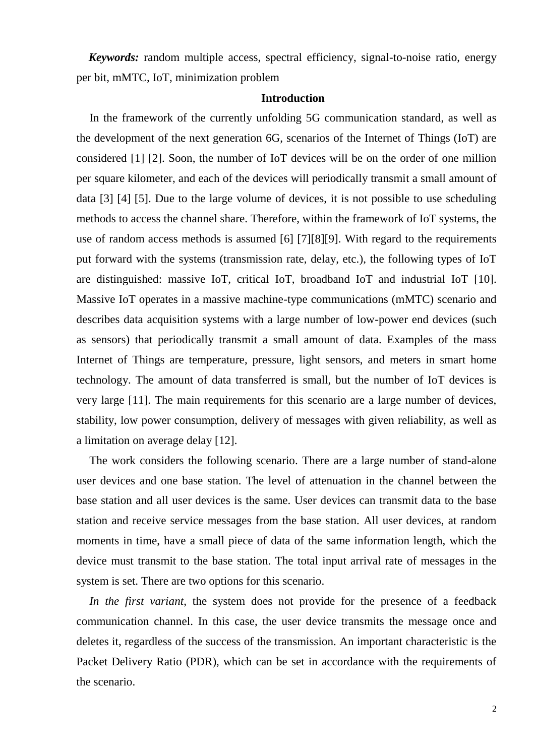***Keywords:*** random multiple access, spectral efficiency, signal-to-noise ratio, energy per bit, mMTC, IoT, minimization problem

## Introduction

In the framework of the currently unfolding 5G communication standard, as well as the development of the next generation 6G, scenarios of the Internet of Things (IoT) are considered [1] [2]. Soon, the number of IoT devices will be on the order of one million per square kilometer, and each of the devices will periodically transmit a small amount of data [3] [4] [5]. Due to the large volume of devices, it is not possible to use scheduling methods to access the channel share. Therefore, within the framework of IoT systems, the use of random access methods is assumed [6] [7][8][9]. With regard to the requirements put forward with the systems (transmission rate, delay, etc.), the following types of IoT are distinguished: massive IoT, critical IoT, broadband IoT and industrial IoT [10]. Massive IoT operates in a massive machine-type communications (mMTC) scenario and describes data acquisition systems with a large number of low-power end devices (such as sensors) that periodically transmit a small amount of data. Examples of the mass Internet of Things are temperature, pressure, light sensors, and meters in smart home technology. The amount of data transferred is small, but the number of IoT devices is very large [11]. The main requirements for this scenario are a large number of devices, stability, low power consumption, delivery of messages with given reliability, as well as a limitation on average delay [12].

The work considers the following scenario. There are a large number of stand-alone user devices and one base station. The level of attenuation in the channel between the base station and all user devices is the same. User devices can transmit data to the base station and receive service messages from the base station. All user devices, at random moments in time, have a small piece of data of the same information length, which the device must transmit to the base station. The total input arrival rate of messages in the system is set. There are two options for this scenario.

*In the first variant*, the system does not provide for the presence of a feedback communication channel. In this case, the user device transmits the message once and deletes it, regardless of the success of the transmission. An important characteristic is the Packet Delivery Ratio (PDR), which can be set in accordance with the requirements of the scenario.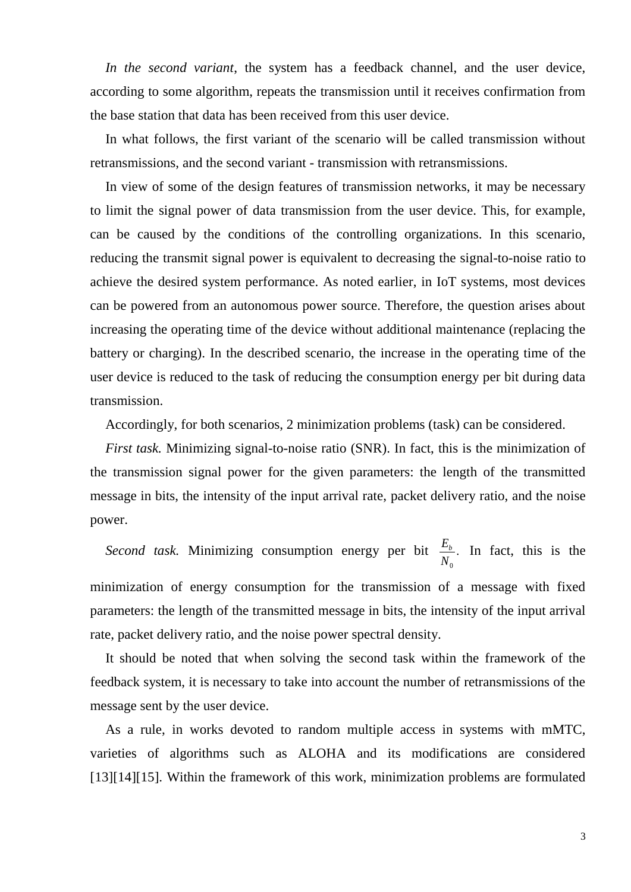*In the second variant*, the system has a feedback channel, and the user device, according to some algorithm, repeats the transmission until it receives confirmation from the base station that data has been received from this user device.

In what follows, the first variant of the scenario will be called transmission without retransmissions, and the second variant - transmission with retransmissions.

In view of some of the design features of transmission networks, it may be necessary to limit the signal power of data transmission from the user device. This, for example, can be caused by the conditions of the controlling organizations. In this scenario, reducing the transmit signal power is equivalent to decreasing the signal-to-noise ratio to achieve the desired system performance. As noted earlier, in IoT systems, most devices can be powered from an autonomous power source. Therefore, the question arises about increasing the operating time of the device without additional maintenance (replacing the battery or charging). In the described scenario, the increase in the operating time of the user device is reduced to the task of reducing the consumption energy per bit during data transmission.

Accordingly, for both scenarios, 2 minimization problems (task) can be considered.

*First task.* Minimizing signal-to-noise ratio (SNR). In fact, this is the minimization of the transmission signal power for the given parameters: the length of the transmitted message in bits, the intensity of the input arrival rate, packet delivery ratio, and the noise power.

*Second task.* Minimizing consumption energy per bit $\frac{E_b}{N_0}$. In fact, this is the minimization of energy consumption for the transmission of a message with fixed parameters: the length of the transmitted message in bits, the intensity of the input arrival rate, packet delivery ratio, and the noise power spectral density.

It should be noted that when solving the second task within the framework of the feedback system, it is necessary to take into account the number of retransmissions of the message sent by the user device.

As a rule, in works devoted to random multiple access in systems with mMTC, varieties of algorithms such as ALOHA and its modifications are considered [13][14][15]. Within the framework of this work, minimization problems are formulated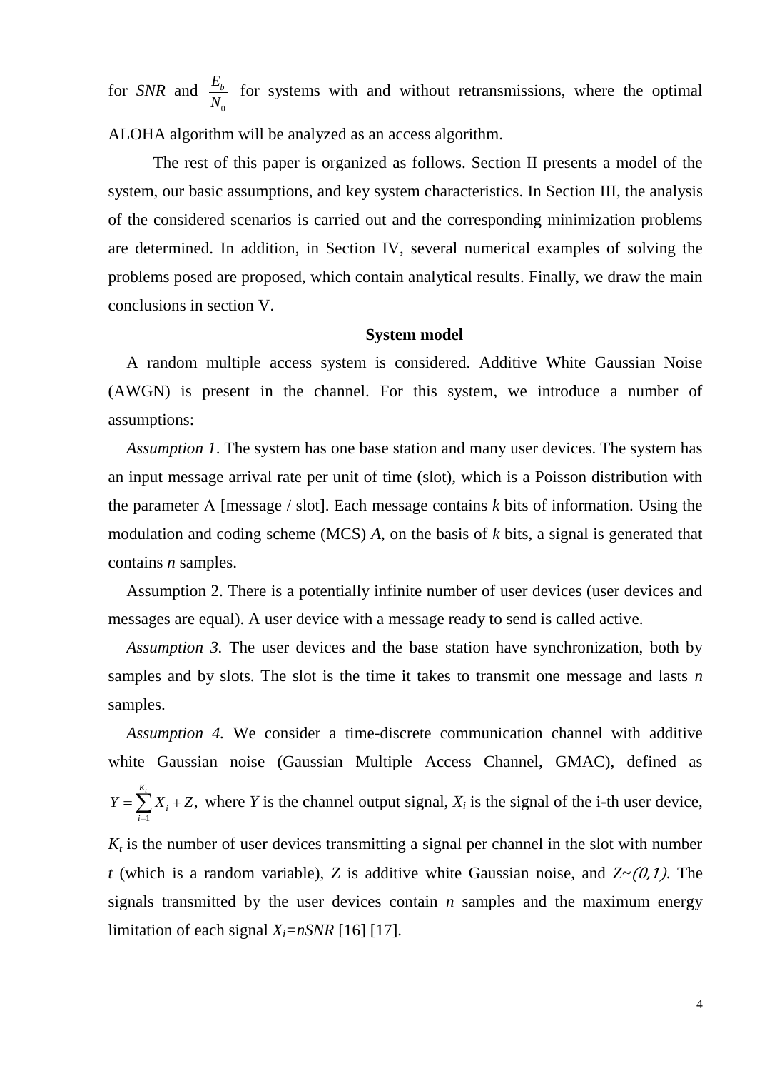for *SNR* and $\frac{E_b}{N_0}$ for systems with and without retransmissions, where the optimal ALOHA algorithm will be analyzed as an access algorithm.

The rest of this paper is organized as follows. Section II presents a model of the system, our basic assumptions, and key system characteristics. In Section III, the analysis of the considered scenarios is carried out and the corresponding minimization problems are determined. In addition, in Section IV, several numerical examples of solving the problems posed are proposed, which contain analytical results. Finally, we draw the main conclusions in section V.

## System model

A random multiple access system is considered. Additive White Gaussian Noise (AWGN) is present in the channel. For this system, we introduce a number of assumptions:

*Assumption 1*. The system has one base station and many user devices. The system has an input message arrival rate per unit of time (slot), which is a Poisson distribution with the parameter $\Lambda$ [message / slot]. Each message contains *k* bits of information. Using the modulation and coding scheme (MCS) *A*, on the basis of *k* bits, a signal is generated that contains *n* samples.

Assumption 2. There is a potentially infinite number of user devices (user devices and messages are equal). A user device with a message ready to send is called active.

*Assumption 3.* The user devices and the base station have synchronization, both by samples and by slots. The slot is the time it takes to transmit one message and lasts *n* samples.

*Assumption 4.* We consider a time-discrete communication channel with additive white Gaussian noise (Gaussian Multiple Access Channel, GMAC), defined as $Y = \sum_{i=1}^{K_t} X_i + Z,$ where *Y* is the channel output signal, $X_i$ is the signal of the i-th user device, $K_t$ is the number of user devices transmitting a signal per channel in the slot with number *t* (which is a random variable), *Z* is additive white Gaussian noise, and $Z \sim (0,1)$. The signals transmitted by the user devices contain *n* samples and the maximum energy limitation of each signal $X_i = nSNR$ [16] [17].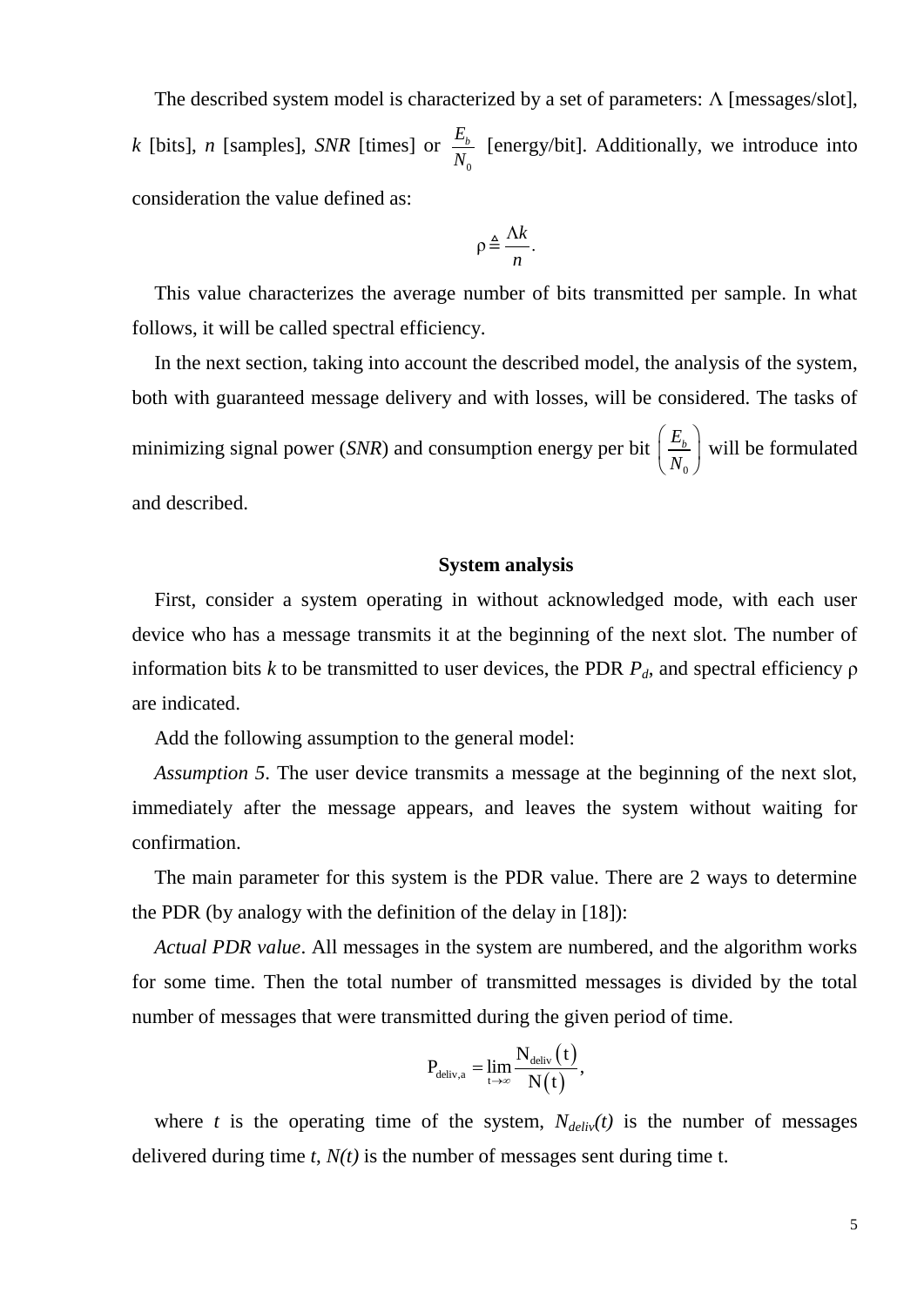The described system model is characterized by a set of parameters: $\Lambda$ [messages/slot], $k$ [bits], $n$ [samples], $SNR$ [times] or $\frac{E_b}{N_0}$ [energy/bit]. Additionally, we introduce into consideration the value defined as:

$$\rho \triangleq \frac{\Lambda k}{n}.$$

This value characterizes the average number of bits transmitted per sample. In what follows, it will be called spectral efficiency.

In the next section, taking into account the described model, the analysis of the system, both with guaranteed message delivery and with losses, will be considered. The tasks of minimizing signal power ($SNR$) and consumption energy per bit $\left(\frac{E_b}{N_0}\right)$ will be formulated and described.

## System analysis

First, consider a system operating in without acknowledged mode, with each user device who has a message transmits it at the beginning of the next slot. The number of information bits $k$ to be transmitted to user devices, the PDR $P_d$, and spectral efficiency $\rho$ are indicated.

Add the following assumption to the general model:

*Assumption 5*. The user device transmits a message at the beginning of the next slot, immediately after the message appears, and leaves the system without waiting for confirmation.

The main parameter for this system is the PDR value. There are 2 ways to determine the PDR (by analogy with the definition of the delay in [18]):

*Actual PDR value*. All messages in the system are numbered, and the algorithm works for some time. Then the total number of transmitted messages is divided by the total number of messages that were transmitted during the given period of time.

$$P_{deliv,a} = \lim_{t \to \infty} \frac{N_{deliv}(t)}{N(t)},$$

where $t$ is the operating time of the system, $N_{deliv}(t)$ is the number of messages delivered during time $t$, $N(t)$ is the number of messages sent during time t.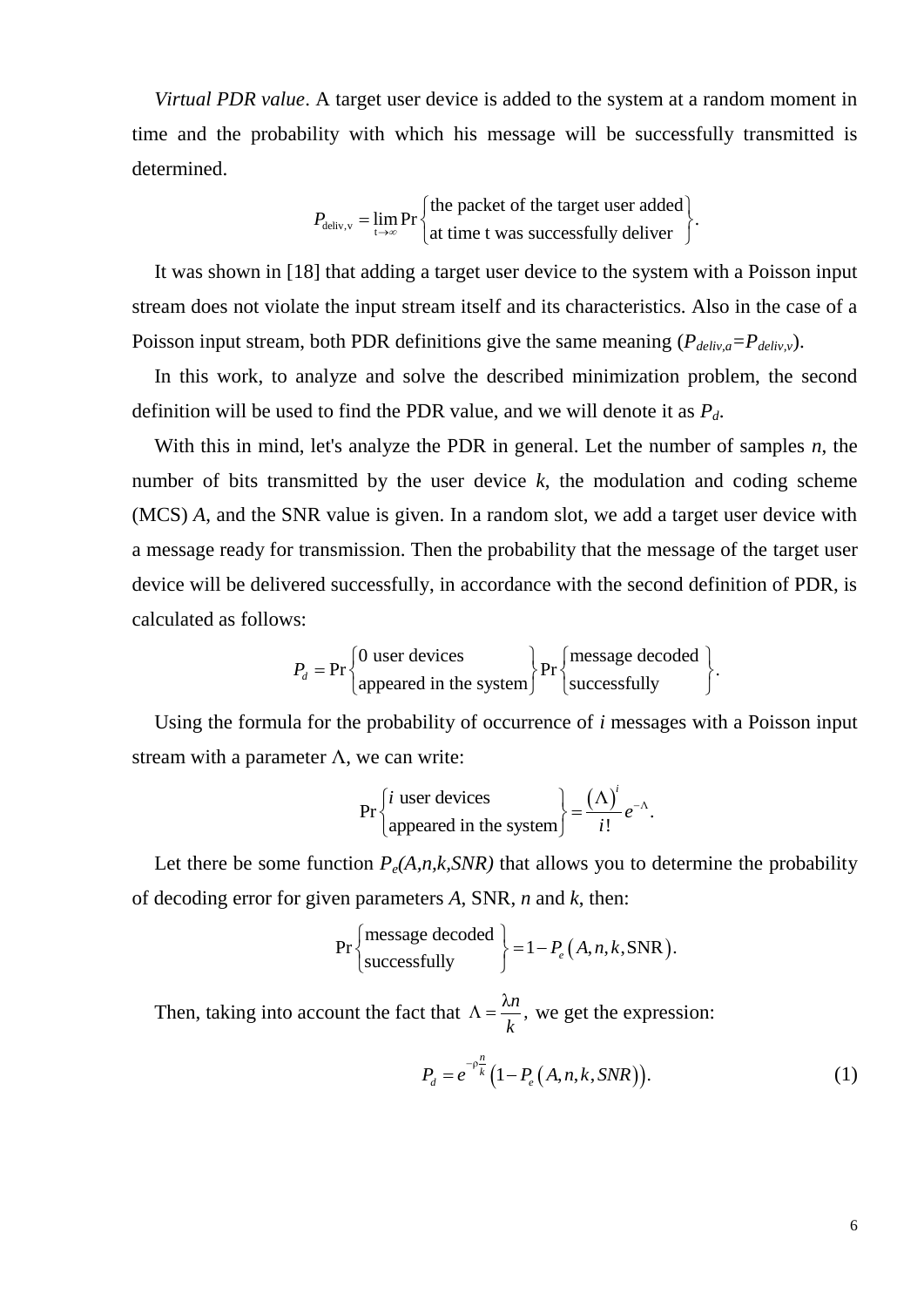*Virtual PDR value*. A target user device is added to the system at a random moment in time and the probability with which his message will be successfully transmitted is determined.

$$P_{\text{deliv,v}} = \lim_{t\to\infty} \Pr\left\{\begin{matrix}\text{the packet of the target user added} \\ \text{at time t was successfully deliver}\end{matrix}\right\}.$$

It was shown in [18] that adding a target user device to the system with a Poisson input stream does not violate the input stream itself and its characteristics. Also in the case of a Poisson input stream, both PDR definitions give the same meaning ($P_{deliv,a}$=$P_{deliv,v}$).

In this work, to analyze and solve the described minimization problem, the second definition will be used to find the PDR value, and we will denote it as $P_d$.

With this in mind, let's analyze the PDR in general. Let the number of samples $n$, the number of bits transmitted by the user device $k$, the modulation and coding scheme (MCS) $A$, and the SNR value is given. In a random slot, we add a target user device with a message ready for transmission. Then the probability that the message of the target user device will be delivered successfully, in accordance with the second definition of PDR, is calculated as follows:

$$P_d = \Pr\left\{\begin{matrix}\text{0 user devices} \\ \text{appeared in the system}\end{matrix}\right\} \Pr\left\{\begin{matrix}\text{message decoded} \\ \text{successfully}\end{matrix}\right\}.$$

Using the formula for the probability of occurrence of $i$ messages with a Poisson input stream with a parameter $\Lambda$, we can write:

$$\Pr\left\{\begin{matrix}i\text{ user devices} \\ \text{appeared in the system}\end{matrix}\right\} = \frac{(\Lambda)^i}{i!}e^{-\Lambda}.$$

Let there be some function $P_e(A,n,k,SNR)$ that allows you to determine the probability of decoding error for given parameters $A$, SNR, $n$ and $k$, then:

$$\Pr\left\{\begin{matrix}\text{message decoded} \\ \text{successfully}\end{matrix}\right\} = 1 - P_e\left(A, n, k, \text{SNR}\right).$$

Then, taking into account the fact that $\Lambda = \frac{\lambda n}{k}$, we get the expression:

$$P_d = e^{-\rho\frac{n}{k}}\left(1 - P_e\left(A, n, k, SNR\right)\right). \tag{1}$$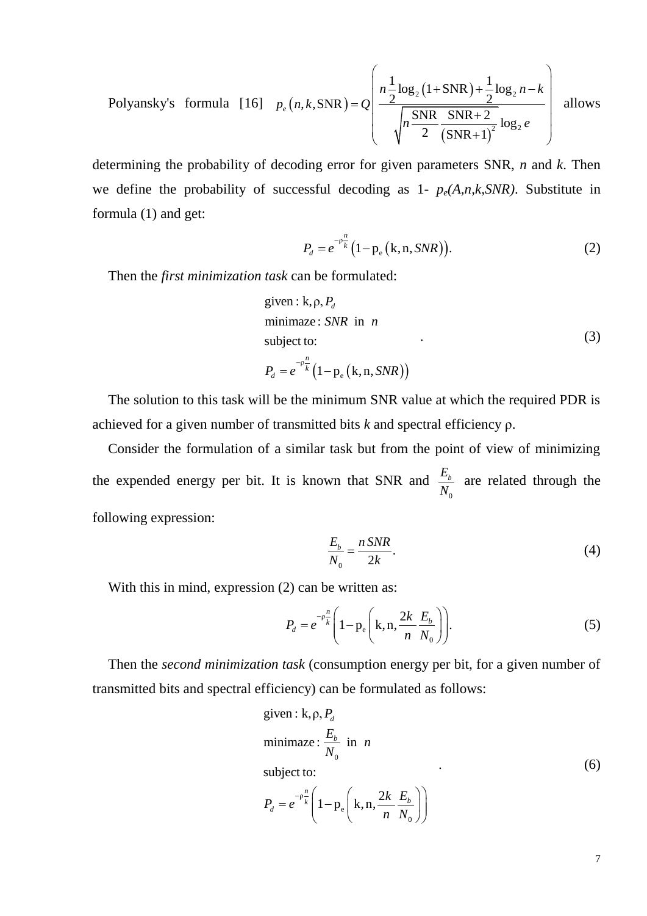Polyansky's formula [16] $p_e\left(n,k,\mathrm{SNR}\right)=Q\left(\frac{n\frac{1}{2}\log_2\left(1+\mathrm{SNR}\right)+\frac{1}{2}\log_2 n-k}{\sqrt{n\frac{\mathrm{SNR}}{2}\frac{\mathrm{SNR}+2}{\left(\mathrm{SNR}+1\right)^2}\log_2 e}}\right)$ allows determining the probability of decoding error for given parameters SNR, $n$ and $k$. Then we define the probability of successful decoding as 1- $p_e(A,n,k,SNR)$. Substitute in formula (1) and get:

$$P_d=e^{-\rho\frac{n}{k}}\left(1-\mathrm{p_e}\left(\mathrm{k},\mathrm{n},SNR\right)\right). \tag{2}$$

Then the *first minimization task* can be formulated:

$$\begin{aligned}
&\text{given}: \mathrm{k},\rho,P_d\\
&\text{minimaze}: SNR \ \text{ in } \ n\\
&\text{subject to:}\\
&P_d=e^{-\rho\frac{n}{k}}\left(1-\mathrm{p_e}\left(\mathrm{k},\mathrm{n},SNR\right)\right)
\end{aligned} \quad . \tag{3}$$

The solution to this task will be the minimum SNR value at which the required PDR is achieved for a given number of transmitted bits $k$ and spectral efficiency ρ.

Consider the formulation of a similar task but from the point of view of minimizing the expended energy per bit. It is known that SNR and $\frac{E_b}{N_0}$ are related through the following expression:

$$\frac{E_b}{N_0}=\frac{n\,SNR}{2k}. \tag{4}$$

With this in mind, expression (2) can be written as:

$$P_d=e^{-\rho\frac{n}{k}}\left(1-\mathrm{p_e}\left(\mathrm{k},\mathrm{n},\frac{2k}{n}\frac{E_b}{N_0}\right)\right). \tag{5}$$

Then the *second minimization task* (consumption energy per bit, for a given number of transmitted bits and spectral efficiency) can be formulated as follows:

$$\begin{aligned}
&\text{given}: \mathrm{k},\rho,P_d\\
&\text{minimaze}: \frac{E_b}{N_0} \ \text{ in } \ n\\
&\text{subject to:}\\
&P_d=e^{-\rho\frac{n}{k}}\left(1-\mathrm{p_e}\left(\mathrm{k},\mathrm{n},\frac{2k}{n}\frac{E_b}{N_0}\right)\right)
\end{aligned} \quad . \tag{6}$$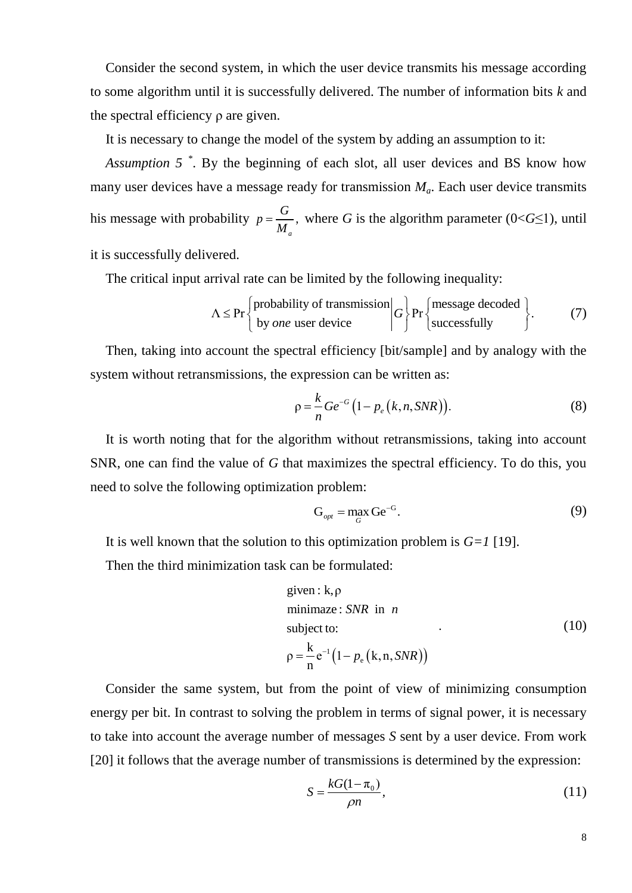Consider the second system, in which the user device transmits his message according to some algorithm until it is successfully delivered. The number of information bits $k$ and the spectral efficiency $\rho$ are given.

It is necessary to change the model of the system by adding an assumption to it:

*Assumption 5* [*]. By the beginning of each slot, all user devices and BS know how many user devices have a message ready for transmission $M_a$. Each user device transmits his message with probability $p = \frac{G}{M_a}$, where $G$ is the algorithm parameter ($0<G\leq 1$), until it is successfully delivered.

The critical input arrival rate can be limited by the following inequality:

$$\Lambda \leq \Pr\left\{ \begin{matrix} \text{probability of transmission} \\ \text{by } \textit{one} \text{ user device} \end{matrix} \middle| G \right\} \Pr\left\{ \begin{matrix} \text{message decoded} \\ \text{successfully} \end{matrix} \right\}. \tag{7}$$

Then, taking into account the spectral efficiency [bit/sample] and by analogy with the system without retransmissions, the expression can be written as:

$$\rho = \frac{k}{n} G e^{-G} \left(1 - p_e\left(k, n, SNR\right)\right). \tag{8}$$

It is worth noting that for the algorithm without retransmissions, taking into account SNR, one can find the value of $G$ that maximizes the spectral efficiency. To do this, you need to solve the following optimization problem:

$$\mathrm{G}_{opt} = \max_{G} \mathrm{G} e^{-\mathrm{G}}. \tag{9}$$

It is well known that the solution to this optimization problem is $G=1$ [19].

Then the third minimization task can be formulated:

$$\begin{aligned} &\text{given} : \mathrm{k}, \rho \\ &\text{minimaze} : SNR \text{ in } n \\ &\text{subject to:} \\ &\rho = \frac{\mathrm{k}}{\mathrm{n}} \mathrm{e}^{-1} \left(1 - p_{\mathrm{e}}\left(\mathrm{k}, \mathrm{n}, SNR\right)\right) \end{aligned} \quad . \tag{10}$$

Consider the same system, but from the point of view of minimizing consumption energy per bit. In contrast to solving the problem in terms of signal power, it is necessary to take into account the average number of messages $S$ sent by a user device. From work [20] it follows that the average number of transmissions is determined by the expression:

$$S = \frac{kG(1-\pi_0)}{\rho n}, \tag{11}$$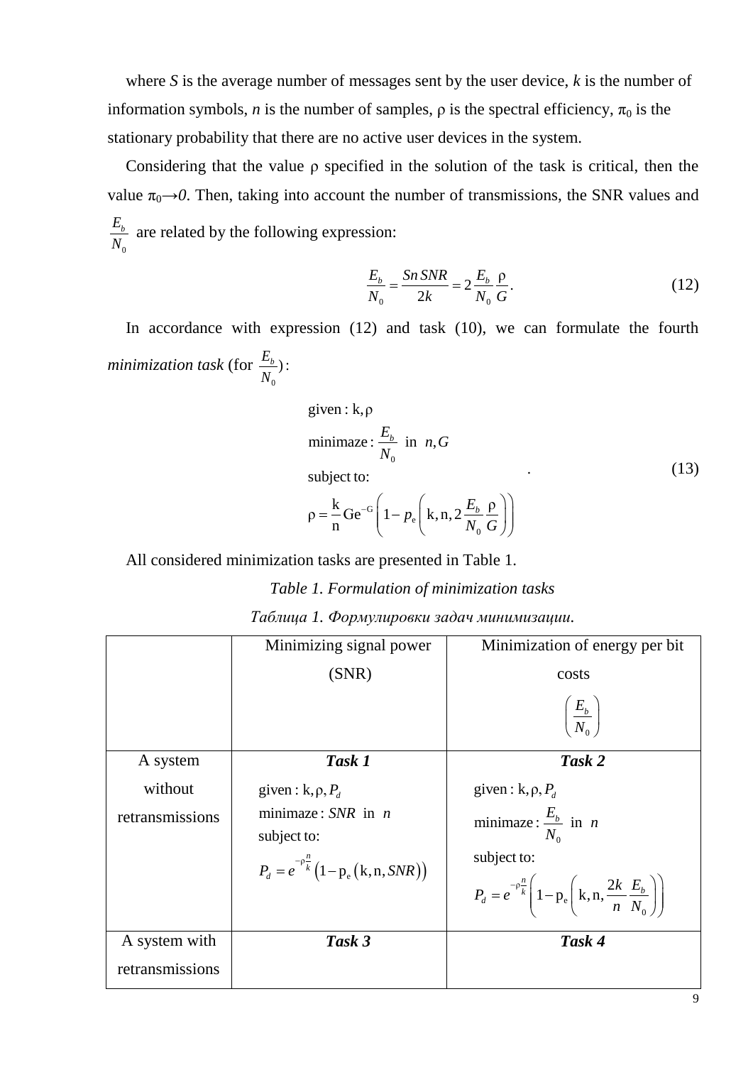where $S$ is the average number of messages sent by the user device, $k$ is the number of information symbols, $n$ is the number of samples, ρ is the spectral efficiency, $\pi_0$ is the stationary probability that there are no active user devices in the system.

Considering that the value ρ specified in the solution of the task is critical, then the value $\pi_0 \rightarrow 0$. Then, taking into account the number of transmissions, the SNR values and $\frac{E_b}{N_0}$ are related by the following expression:

$$\frac{E_b}{N_0} = \frac{Sn\,SNR}{2k} = 2\frac{E_b}{N_0}\frac{\rho}{G}. \tag{12}$$

In accordance with expression (12) and task (10), we can formulate the fourth *minimization task* (for $\frac{E_b}{N_0}$):

$$\begin{aligned}
&\text{given}: \mathrm{k}, \rho \\
&\text{minimaze}: \frac{E_b}{N_0} \text{ in } n, G \\
&\text{subject to:} \\
&\rho = \frac{\mathrm{k}}{\mathrm{n}} \mathrm{G e}^{-\mathrm{G}} \left(1 - p_{\mathrm{e}}\left(\mathrm{k}, \mathrm{n}, 2\frac{E_b}{N_0}\frac{\rho}{G}\right)\right)
\end{aligned} \tag{13}$$

All considered minimization tasks are presented in Table 1.

*Table 1. Formulation of minimization tasks*

*Таблица 1. Формулировки задач минимизации.*

| | Minimizing signal power (SNR) | Minimization of energy per bit costs $\left(\frac{E_b}{N_0}\right)$ |
|---|---|---|
| A system without retransmissions | ***Task 1*** <br> given: $\mathrm{k}, \rho, P_d$ <br> minimaze: $SNR$ in $n$ <br> subject to: <br> $P_d = e^{-\rho\frac{n}{k}}\left(1 - \mathrm{p_e}\left(\mathrm{k}, \mathrm{n}, SNR\right)\right)$ | ***Task 2*** <br> given: $\mathrm{k}, \rho, P_d$ <br> minimaze: $\frac{E_b}{N_0}$ in $n$ <br> subject to: <br> $P_d = e^{-\rho\frac{n}{k}}\left(1 - \mathrm{p_e}\left(\mathrm{k}, \mathrm{n}, \frac{2k}{n}\frac{E_b}{N_0}\right)\right)$ |
| A system with retransmissions | ***Task 3*** | ***Task 4*** |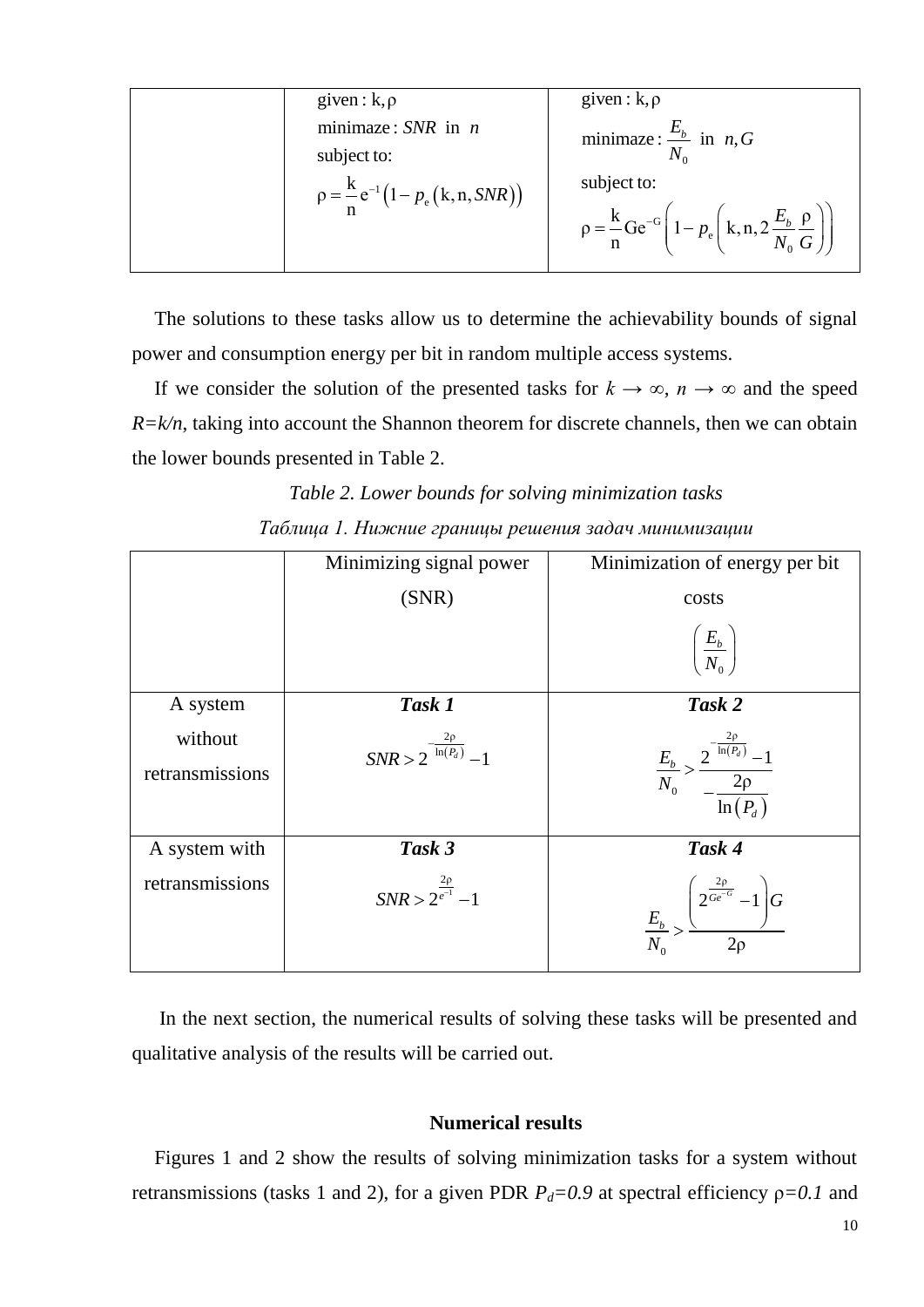|  | given : k, ρ<br>minimaze : $SNR$ in $n$<br>subject to:<br>$\rho = \frac{k}{n} e^{-1}\left(1 - p_e\left(k, n, SNR\right)\right)$ | given : k, ρ<br>minimaze : $\frac{E_b}{N_0}$ in $n, G$<br>subject to:<br>$\rho = \frac{k}{n} G e^{-G}\left(1 - p_e\left(k, n, 2\frac{E_b}{N_0}\frac{\rho}{G}\right)\right)$ |
|---|---|---|

The solutions to these tasks allow us to determine the achievability bounds of signal power and consumption energy per bit in random multiple access systems.

If we consider the solution of the presented tasks for $k \to \infty$, $n \to \infty$ and the speed $R=k/n$, taking into account the Shannon theorem for discrete channels, then we can obtain the lower bounds presented in Table 2.

*Table 2. Lower bounds for solving minimization tasks*

*Таблица 1. Нижние границы решения задач минимизации*

|  | Minimizing signal power (SNR) | Minimization of energy per bit costs $\left(\frac{E_b}{N_0}\right)$ |
|---|---|---|
| A system without retransmissions | ***Task 1***<br>$SNR > 2^{-\frac{2\rho}{\ln(P_d)}} - 1$ | ***Task 2***<br>$\frac{E_b}{N_0} > \frac{2^{-\frac{2\rho}{\ln(P_d)}} - 1}{-\frac{2\rho}{\ln(P_d)}}$ |
| A system with retransmissions | ***Task 3***<br>$SNR > 2^{\frac{2\rho}{e^{-1}}} - 1$ | ***Task 4***<br>$\frac{E_b}{N_0} > \frac{\left(2^{\frac{2\rho}{Ge^{-G}}} - 1\right)G}{2\rho}$ |

In the next section, the numerical results of solving these tasks will be presented and qualitative analysis of the results will be carried out.

## Numerical results

Figures 1 and 2 show the results of solving minimization tasks for a system without retransmissions (tasks 1 and 2), for a given PDR $P_d=0.9$ at spectral efficiency $\rho=0.1$ and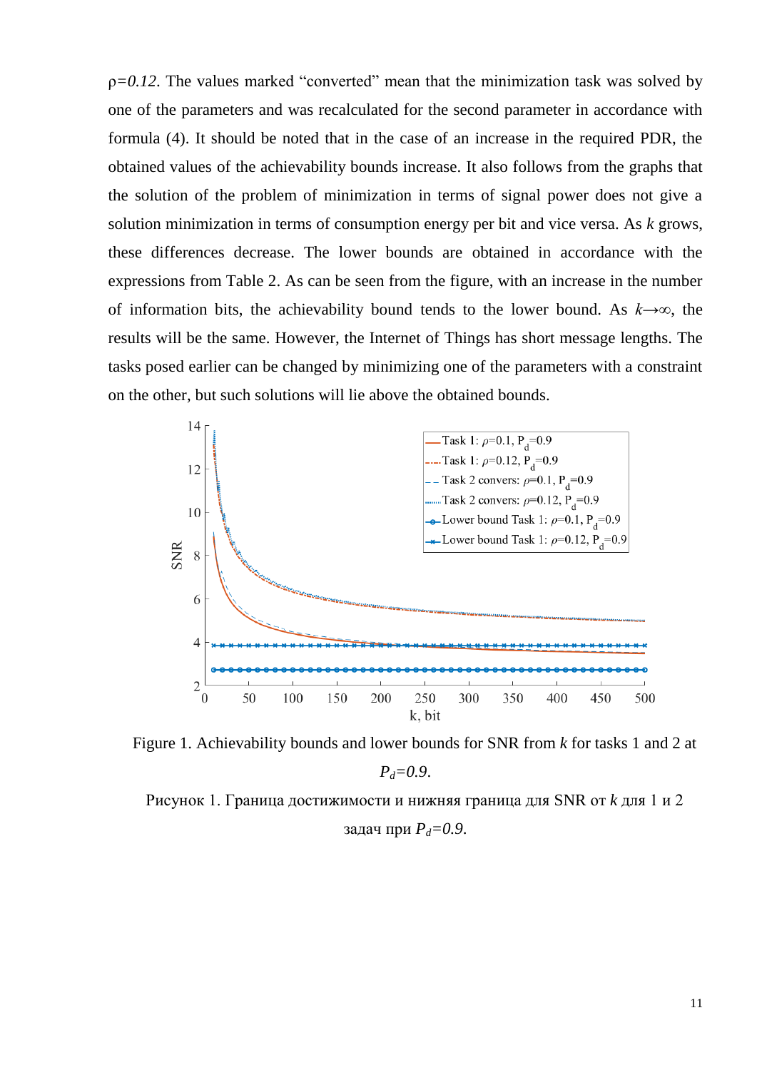$\rho=0.12$. The values marked "converted" mean that the minimization task was solved by one of the parameters and was recalculated for the second parameter in accordance with formula (4). It should be noted that in the case of an increase in the required PDR, the obtained values of the achievability bounds increase. It also follows from the graphs that the solution of the problem of minimization in terms of signal power does not give a solution minimization in terms of consumption energy per bit and vice versa. As $k$ grows, these differences decrease. The lower bounds are obtained in accordance with the expressions from Table 2. As can be seen from the figure, with an increase in the number of information bits, the achievability bound tends to the lower bound. As $k \to \infty$, the results will be the same. However, the Internet of Things has short message lengths. The tasks posed earlier can be changed by minimizing one of the parameters with a constraint on the other, but such solutions will lie above the obtained bounds.

Figure 1. Achievability bounds and lower bounds for SNR from $k$ for tasks 1 and 2 at $P_d=0.9$.

Рисунок 1. Граница достижимости и нижняя граница для SNR от $k$ для 1 и 2 задач при $P_d=0.9$.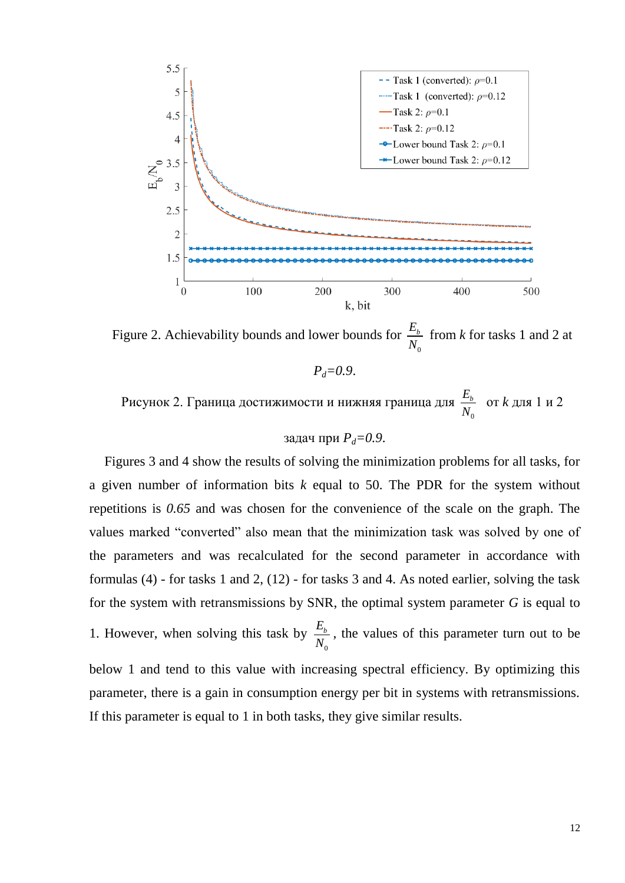Figure 2. Achievability bounds and lower bounds for $\frac{E_b}{N_0}$ from $k$ for tasks 1 and 2 at $P_d$=0.9.

Рисунок 2. Граница достижимости и нижняя граница для $\frac{E_b}{N_0}$ от $k$ для 1 и 2 задач при $P_d$=0.9.

Figures 3 and 4 show the results of solving the minimization problems for all tasks, for a given number of information bits $k$ equal to 50. The PDR for the system without repetitions is *0.65* and was chosen for the convenience of the scale on the graph. The values marked “converted” also mean that the minimization task was solved by one of the parameters and was recalculated for the second parameter in accordance with formulas (4) - for tasks 1 and 2, (12) - for tasks 3 and 4. As noted earlier, solving the task for the system with retransmissions by SNR, the optimal system parameter $G$ is equal to 1. However, when solving this task by $\frac{E_b}{N_0}$, the values of this parameter turn out to be below 1 and tend to this value with increasing spectral efficiency. By optimizing this parameter, there is a gain in consumption energy per bit in systems with retransmissions. If this parameter is equal to 1 in both tasks, they give similar results.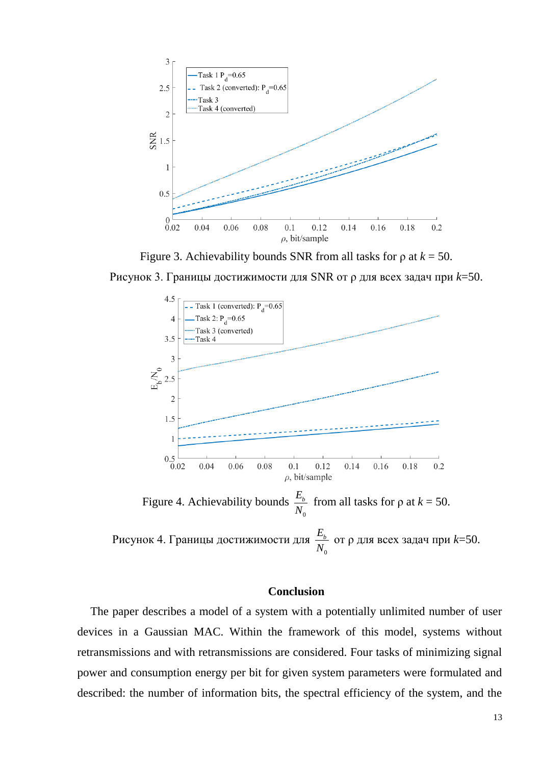Figure 3. Achievability bounds SNR from all tasks for ρ at $k$ = 50.

Рисунок 3. Границы достижимости для SNR от ρ для всех задач при $k$=50.

Figure 4. Achievability bounds $\frac{E_b}{N_0}$ from all tasks for ρ at $k$ = 50.

Рисунок 4. Границы достижимости для $\frac{E_b}{N_0}$ от ρ для всех задач при $k$=50.

## Conclusion

The paper describes a model of a system with a potentially unlimited number of user devices in a Gaussian MAC. Within the framework of this model, systems without retransmissions and with retransmissions are considered. Four tasks of minimizing signal power and consumption energy per bit for given system parameters were formulated and described: the number of information bits, the spectral efficiency of the system, and the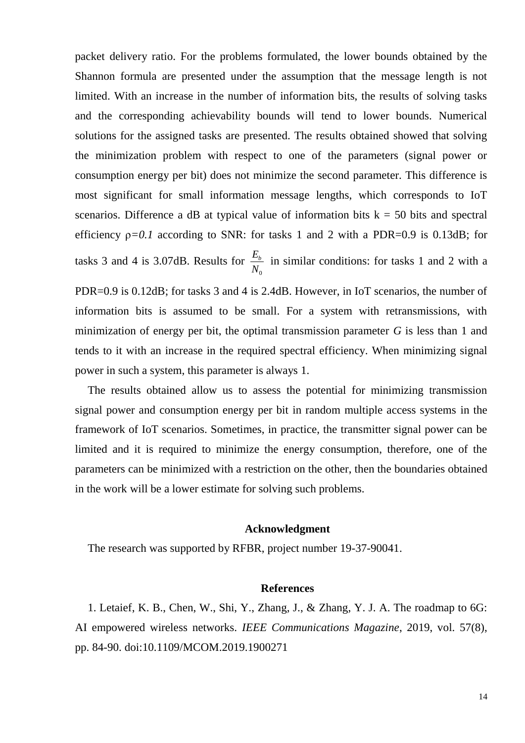packet delivery ratio. For the problems formulated, the lower bounds obtained by the Shannon formula are presented under the assumption that the message length is not limited. With an increase in the number of information bits, the results of solving tasks and the corresponding achievability bounds will tend to lower bounds. Numerical solutions for the assigned tasks are presented. The results obtained showed that solving the minimization problem with respect to one of the parameters (signal power or consumption energy per bit) does not minimize the second parameter. This difference is most significant for small information message lengths, which corresponds to IoT scenarios. Difference a dB at typical value of information bits k = 50 bits and spectral efficiency $\rho=0.1$ according to SNR: for tasks 1 and 2 with a PDR=0.9 is 0.13dB; for tasks 3 and 4 is 3.07dB. Results for $\frac{E_b}{N_0}$ in similar conditions: for tasks 1 and 2 with a PDR=0.9 is 0.12dB; for tasks 3 and 4 is 2.4dB. However, in IoT scenarios, the number of information bits is assumed to be small. For a system with retransmissions, with minimization of energy per bit, the optimal transmission parameter $G$ is less than 1 and tends to it with an increase in the required spectral efficiency. When minimizing signal power in such a system, this parameter is always 1.

The results obtained allow us to assess the potential for minimizing transmission signal power and consumption energy per bit in random multiple access systems in the framework of IoT scenarios. Sometimes, in practice, the transmitter signal power can be limited and it is required to minimize the energy consumption, therefore, one of the parameters can be minimized with a restriction on the other, then the boundaries obtained in the work will be a lower estimate for solving such problems.

## Acknowledgment

The research was supported by RFBR, project number 19-37-90041.

## References

1. Letaief, K. B., Chen, W., Shi, Y., Zhang, J., & Zhang, Y. J. A. The roadmap to 6G: AI empowered wireless networks. *IEEE Communications Magazine*, 2019, vol. 57(8), pp. 84-90. doi:10.1109/MCOM.2019.1900271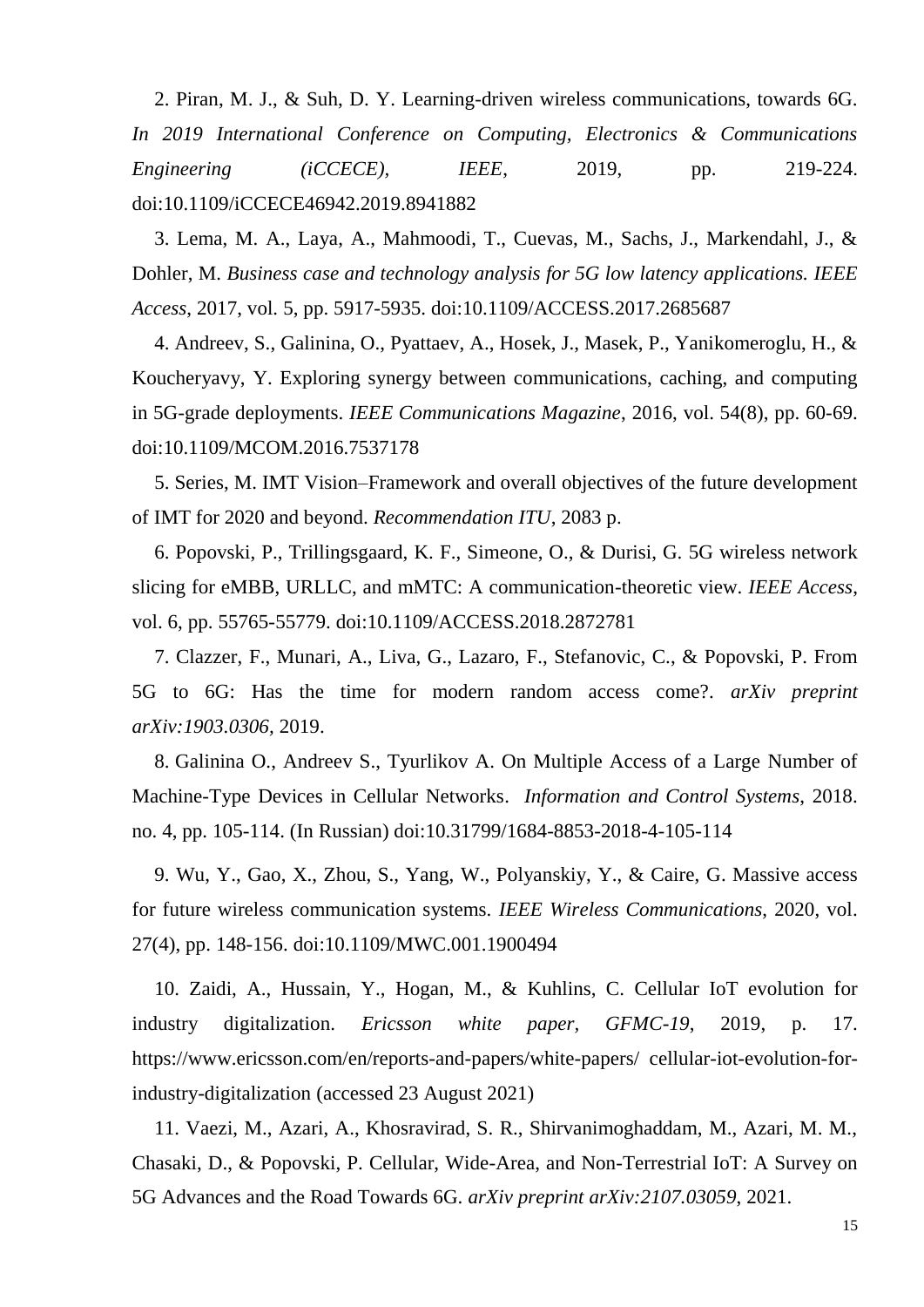2. Piran, M. J., & Suh, D. Y. Learning-driven wireless communications, towards 6G. *In 2019 International Conference on Computing, Electronics & Communications Engineering (iCCECE), IEEE*, 2019, pp. 219-224. doi:10.1109/iCCECE46942.2019.8941882

3. Lema, M. A., Laya, A., Mahmoodi, T., Cuevas, M., Sachs, J., Markendahl, J., & Dohler, M. *Business case and technology analysis for 5G low latency applications. IEEE Access*, 2017, vol. 5, pp. 5917-5935. doi:10.1109/ACCESS.2017.2685687

4. Andreev, S., Galinina, O., Pyattaev, A., Hosek, J., Masek, P., Yanikomeroglu, H., & Koucheryavy, Y. Exploring synergy between communications, caching, and computing in 5G-grade deployments. *IEEE Communications Magazine*, 2016, vol. 54(8), pp. 60-69. doi:10.1109/MCOM.2016.7537178

5. Series, M. IMT Vision–Framework and overall objectives of the future development of IMT for 2020 and beyond. *Recommendation ITU*, 2083 p.

6. Popovski, P., Trillingsgaard, K. F., Simeone, O., & Durisi, G. 5G wireless network slicing for eMBB, URLLC, and mMTC: A communication-theoretic view. *IEEE Access*, vol. 6, pp. 55765-55779. doi:10.1109/ACCESS.2018.2872781

7. Clazzer, F., Munari, A., Liva, G., Lazaro, F., Stefanovic, C., & Popovski, P. From 5G to 6G: Has the time for modern random access come?. *arXiv preprint arXiv:1903.0306*, 2019.

8. Galinina O., Andreev S., Tyurlikov A. On Multiple Access of a Large Number of Machine-Type Devices in Cellular Networks. *Information and Control Systems*, 2018. no. 4, pp. 105-114. (In Russian) doi:10.31799/1684-8853-2018-4-105-114

9. Wu, Y., Gao, X., Zhou, S., Yang, W., Polyanskiy, Y., & Caire, G. Massive access for future wireless communication systems. *IEEE Wireless Communications*, 2020, vol. 27(4), pp. 148-156. doi:10.1109/MWC.001.1900494

10. Zaidi, A., Hussain, Y., Hogan, M., & Kuhlins, C. Cellular IoT evolution for industry digitalization. *Ericsson white paper, GFMC-19*, 2019, p. 17. https://www.ericsson.com/en/reports-and-papers/white-papers/ cellular-iot-evolution-for-industry-digitalization (accessed 23 August 2021)

11. Vaezi, M., Azari, A., Khosravirad, S. R., Shirvanimoghaddam, M., Azari, M. M., Chasaki, D., & Popovski, P. Cellular, Wide-Area, and Non-Terrestrial IoT: A Survey on 5G Advances and the Road Towards 6G. *arXiv preprint arXiv:2107.03059*, 2021.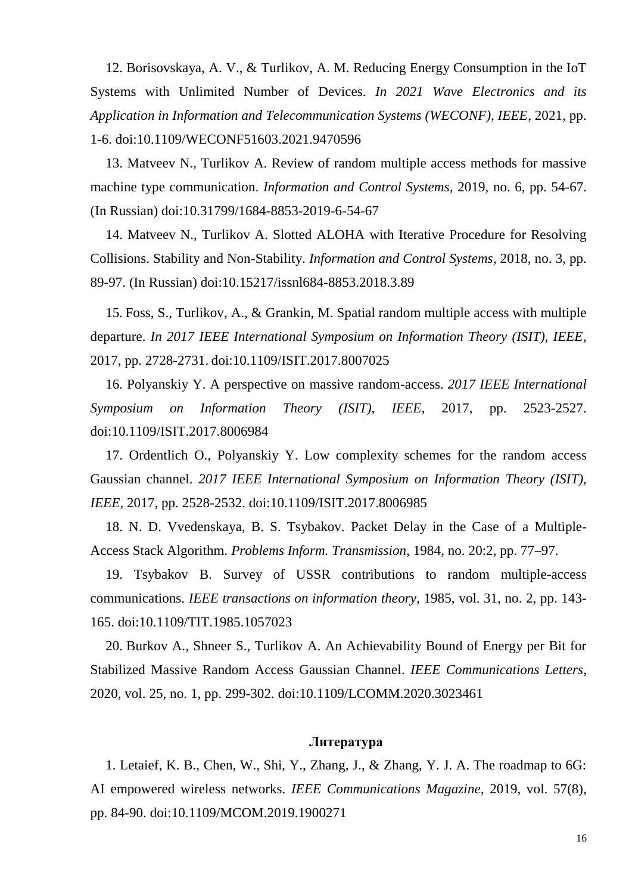12. Borisovskaya, A. V., & Turlikov, A. M. Reducing Energy Consumption in the IoT Systems with Unlimited Number of Devices. *In 2021 Wave Electronics and its Application in Information and Telecommunication Systems (WECONF), IEEE*, 2021, pp. 1-6. doi:10.1109/WECONF51603.2021.9470596

13. Matveev N., Turlikov A. Review of random multiple access methods for massive machine type communication. *Information and Control Systems*, 2019, no. 6, pp. 54-67. (In Russian) doi:10.31799/1684-8853-2019-6-54-67

14. Matveev N., Turlikov A. Slotted ALOHA with Iterative Procedure for Resolving Collisions. Stability and Non-Stability. *Information and Control Systems*, 2018, no. 3, pp. 89-97. (In Russian) doi:10.15217/issnl684-8853.2018.3.89

15. Foss, S., Turlikov, A., & Grankin, M. Spatial random multiple access with multiple departure. *In 2017 IEEE International Symposium on Information Theory (ISIT), IEEE*, 2017, pp. 2728-2731. doi:10.1109/ISIT.2017.8007025

16. Polyanskiy Y. A perspective on massive random-access. *2017 IEEE International Symposium on Information Theory (ISIT), IEEE*, 2017, pp. 2523-2527. doi:10.1109/ISIT.2017.8006984

17. Ordentlich O., Polyanskiy Y. Low complexity schemes for the random access Gaussian channel. *2017 IEEE International Symposium on Information Theory (ISIT), IEEE*, 2017, pp. 2528-2532. doi:10.1109/ISIT.2017.8006985

18. N. D. Vvedenskaya, B. S. Tsybakov. Packet Delay in the Case of a Multiple-Access Stack Algorithm. *Problems Inform. Transmission*, 1984, no. 20:2, pp. 77–97.

19. Tsybakov B. Survey of USSR contributions to random multiple-access communications. *IEEE transactions on information theory*, 1985, vol. 31, no. 2, pp. 143-165. doi:10.1109/TIT.1985.1057023

20. Burkov A., Shneer S., Turlikov A. An Achievability Bound of Energy per Bit for Stabilized Massive Random Access Gaussian Channel. *IEEE Communications Letters*, 2020, vol. 25, no. 1, pp. 299-302. doi:10.1109/LCOMM.2020.3023461

## Литература

1. Letaief, K. B., Chen, W., Shi, Y., Zhang, J., & Zhang, Y. J. A. The roadmap to 6G: AI empowered wireless networks. *IEEE Communications Magazine*, 2019, vol. 57(8), pp. 84-90. doi:10.1109/MCOM.2019.1900271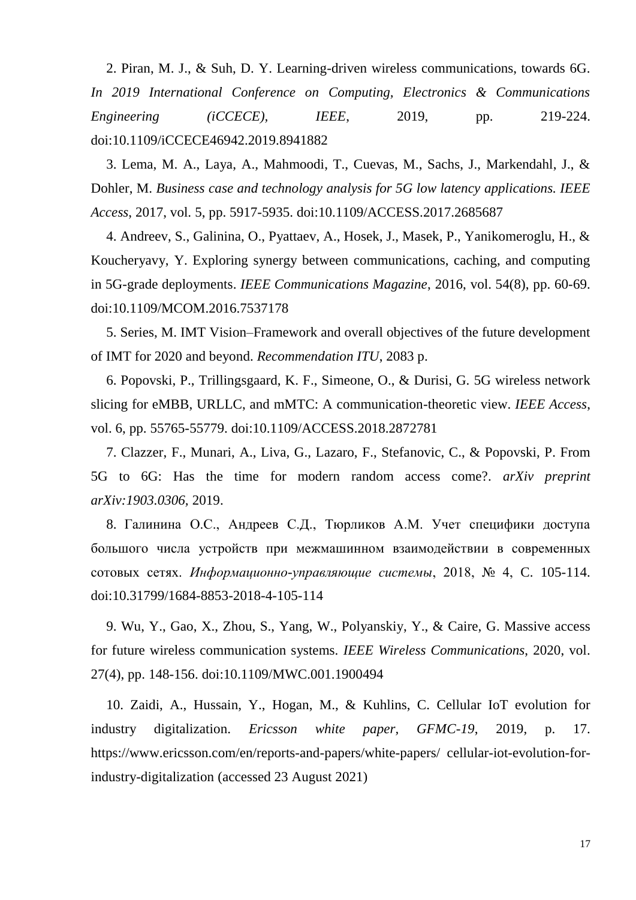2. Piran, M. J., & Suh, D. Y. Learning-driven wireless communications, towards 6G. *In 2019 International Conference on Computing, Electronics & Communications Engineering (iCCECE), IEEE*, 2019, pp. 219-224. doi:10.1109/iCCECE46942.2019.8941882

3. Lema, M. A., Laya, A., Mahmoodi, T., Cuevas, M., Sachs, J., Markendahl, J., & Dohler, M. *Business case and technology analysis for 5G low latency applications. IEEE Access*, 2017, vol. 5, pp. 5917-5935. doi:10.1109/ACCESS.2017.2685687

4. Andreev, S., Galinina, O., Pyattaev, A., Hosek, J., Masek, P., Yanikomeroglu, H., & Koucheryavy, Y. Exploring synergy between communications, caching, and computing in 5G-grade deployments. *IEEE Communications Magazine*, 2016, vol. 54(8), pp. 60-69. doi:10.1109/MCOM.2016.7537178

5. Series, M. IMT Vision–Framework and overall objectives of the future development of IMT for 2020 and beyond. *Recommendation ITU*, 2083 p.

6. Popovski, P., Trillingsgaard, K. F., Simeone, O., & Durisi, G. 5G wireless network slicing for eMBB, URLLC, and mMTC: A communication-theoretic view. *IEEE Access*, vol. 6, pp. 55765-55779. doi:10.1109/ACCESS.2018.2872781

7. Clazzer, F., Munari, A., Liva, G., Lazaro, F., Stefanovic, C., & Popovski, P. From 5G to 6G: Has the time for modern random access come?. *arXiv preprint arXiv:1903.0306,* 2019.

8. Галинина О.С., Андреев С.Д., Тюрликов А.М. Учет специфики доступа большого числа устройств при межмашинном взаимодействии в современных сотовых сетях. *Информационно-управляющие системы*, 2018, № 4, С. 105-114. doi:10.31799/1684-8853-2018-4-105-114

9. Wu, Y., Gao, X., Zhou, S., Yang, W., Polyanskiy, Y., & Caire, G. Massive access for future wireless communication systems. *IEEE Wireless Communications*, 2020, vol. 27(4), pp. 148-156. doi:10.1109/MWC.001.1900494

10. Zaidi, A., Hussain, Y., Hogan, M., & Kuhlins, C. Cellular IoT evolution for industry digitalization. *Ericsson white paper, GFMC-19*, 2019, p. 17. https://www.ericsson.com/en/reports-and-papers/white-papers/ cellular-iot-evolution-for-industry-digitalization (accessed 23 August 2021)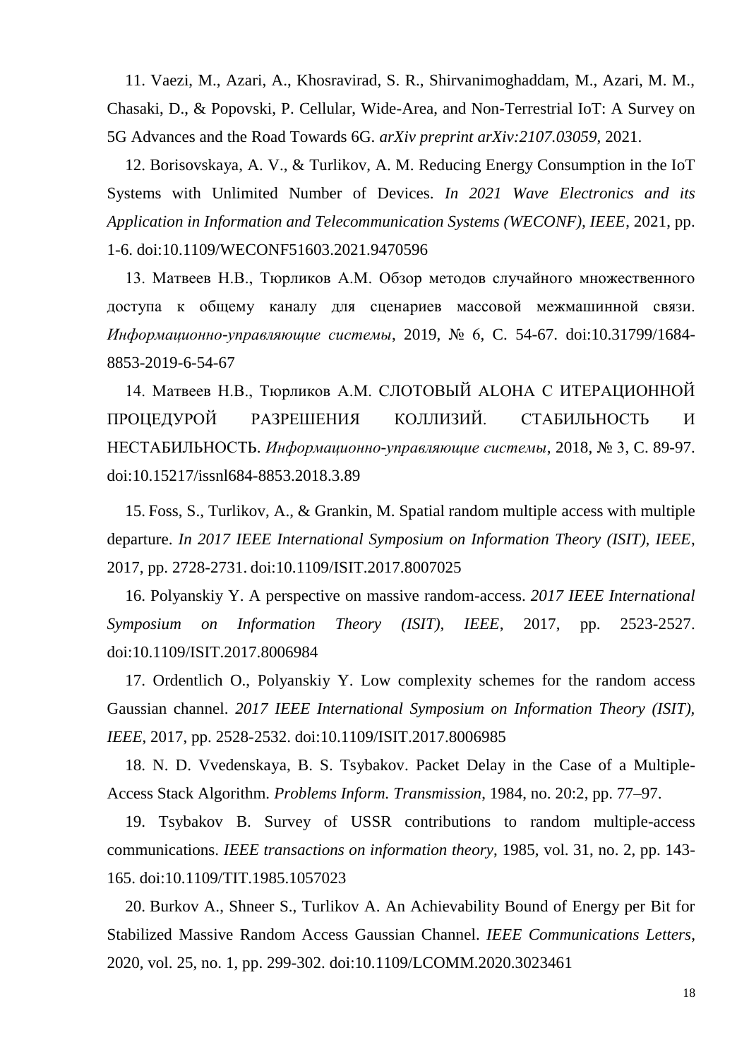11. Vaezi, M., Azari, A., Khosravirad, S. R., Shirvanimoghaddam, M., Azari, M. M., Chasaki, D., & Popovski, P. Cellular, Wide-Area, and Non-Terrestrial IoT: A Survey on 5G Advances and the Road Towards 6G. *arXiv preprint arXiv:2107.03059*, 2021.

12. Borisovskaya, A. V., & Turlikov, A. M. Reducing Energy Consumption in the IoT Systems with Unlimited Number of Devices. *In 2021 Wave Electronics and its Application in Information and Telecommunication Systems (WECONF), IEEE*, 2021, pp. 1-6. doi:10.1109/WECONF51603.2021.9470596

13. Матвеев Н.В., Тюрликов А.М. Обзор методов случайного множественного доступа к общему каналу для сценариев массовой межмашинной связи. *Информационно-управляющие системы*, 2019, № 6, С. 54-67. doi:10.31799/1684-8853-2019-6-54-67

14. Матвеев Н.В., Тюрликов А.М. СЛОТОВЫЙ ALOHA С ИТЕРАЦИОННОЙ ПРОЦЕДУРОЙ РАЗРЕШЕНИЯ КОЛЛИЗИЙ. СТАБИЛЬНОСТЬ И НЕСТАБИЛЬНОСТЬ. *Информационно-управляющие системы*, 2018, № 3, С. 89-97. doi:10.15217/issnl684-8853.2018.3.89

15. Foss, S., Turlikov, A., & Grankin, M. Spatial random multiple access with multiple departure. *In 2017 IEEE International Symposium on Information Theory (ISIT), IEEE*, 2017, pp. 2728-2731. doi:10.1109/ISIT.2017.8007025

16. Polyanskiy Y. A perspective on massive random-access. *2017 IEEE International Symposium on Information Theory (ISIT), IEEE*, 2017, pp. 2523-2527. doi:10.1109/ISIT.2017.8006984

17. Ordentlich O., Polyanskiy Y. Low complexity schemes for the random access Gaussian channel. *2017 IEEE International Symposium on Information Theory (ISIT), IEEE*, 2017, pp. 2528-2532. doi:10.1109/ISIT.2017.8006985

18. N. D. Vvedenskaya, B. S. Tsybakov. Packet Delay in the Case of a Multiple-Access Stack Algorithm. *Problems Inform. Transmission*, 1984, no. 20:2, pp. 77–97.

19. Tsybakov B. Survey of USSR contributions to random multiple-access communications. *IEEE transactions on information theory*, 1985, vol. 31, no. 2, pp. 143-165. doi:10.1109/TIT.1985.1057023

20. Burkov A., Shneer S., Turlikov A. An Achievability Bound of Energy per Bit for Stabilized Massive Random Access Gaussian Channel. *IEEE Communications Letters*, 2020, vol. 25, no. 1, pp. 299-302. doi:10.1109/LCOMM.2020.3023461